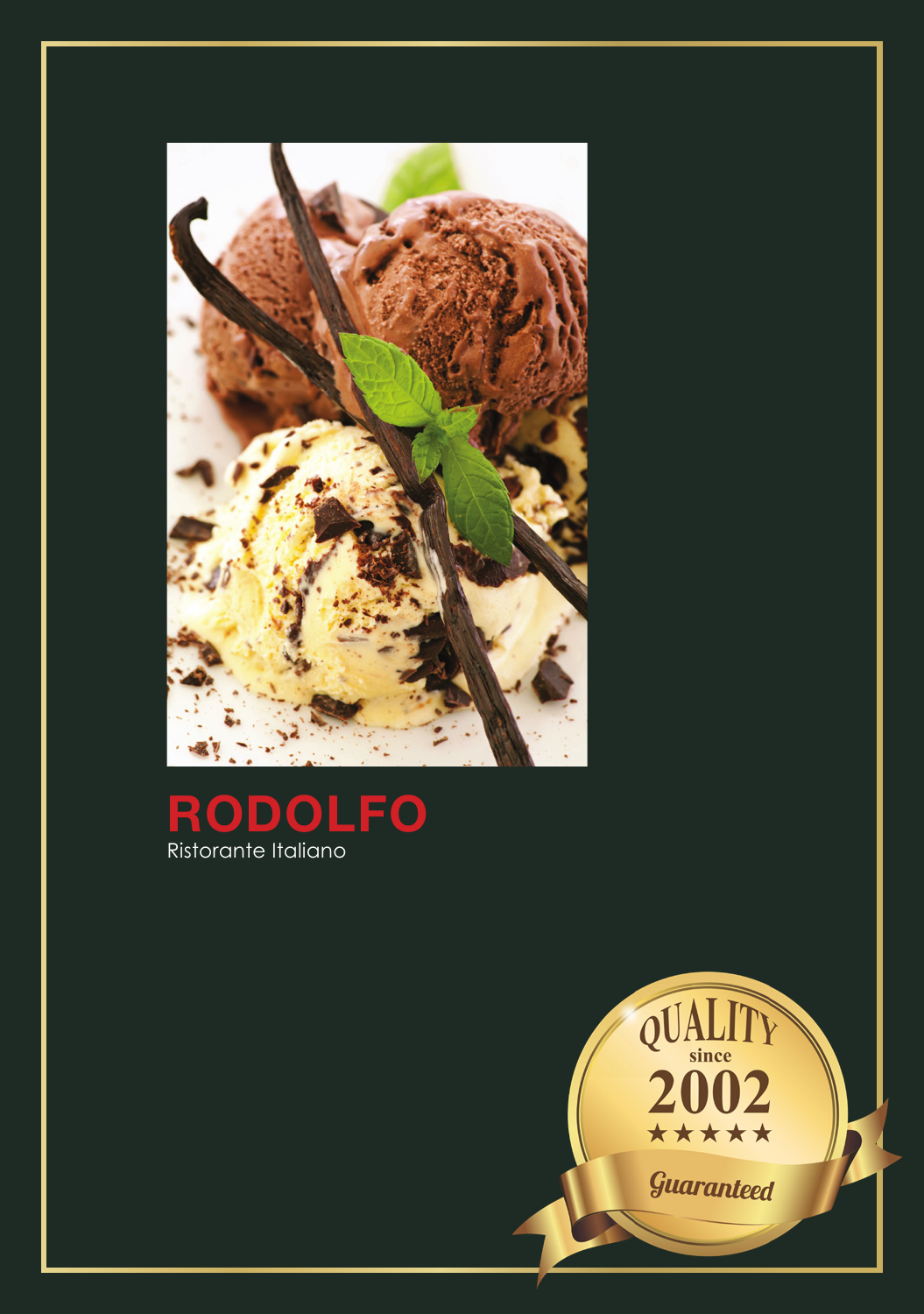# RODOLFO

Ristorante Italiano

QUALITY since 2002 ★★★★★ Guaranteed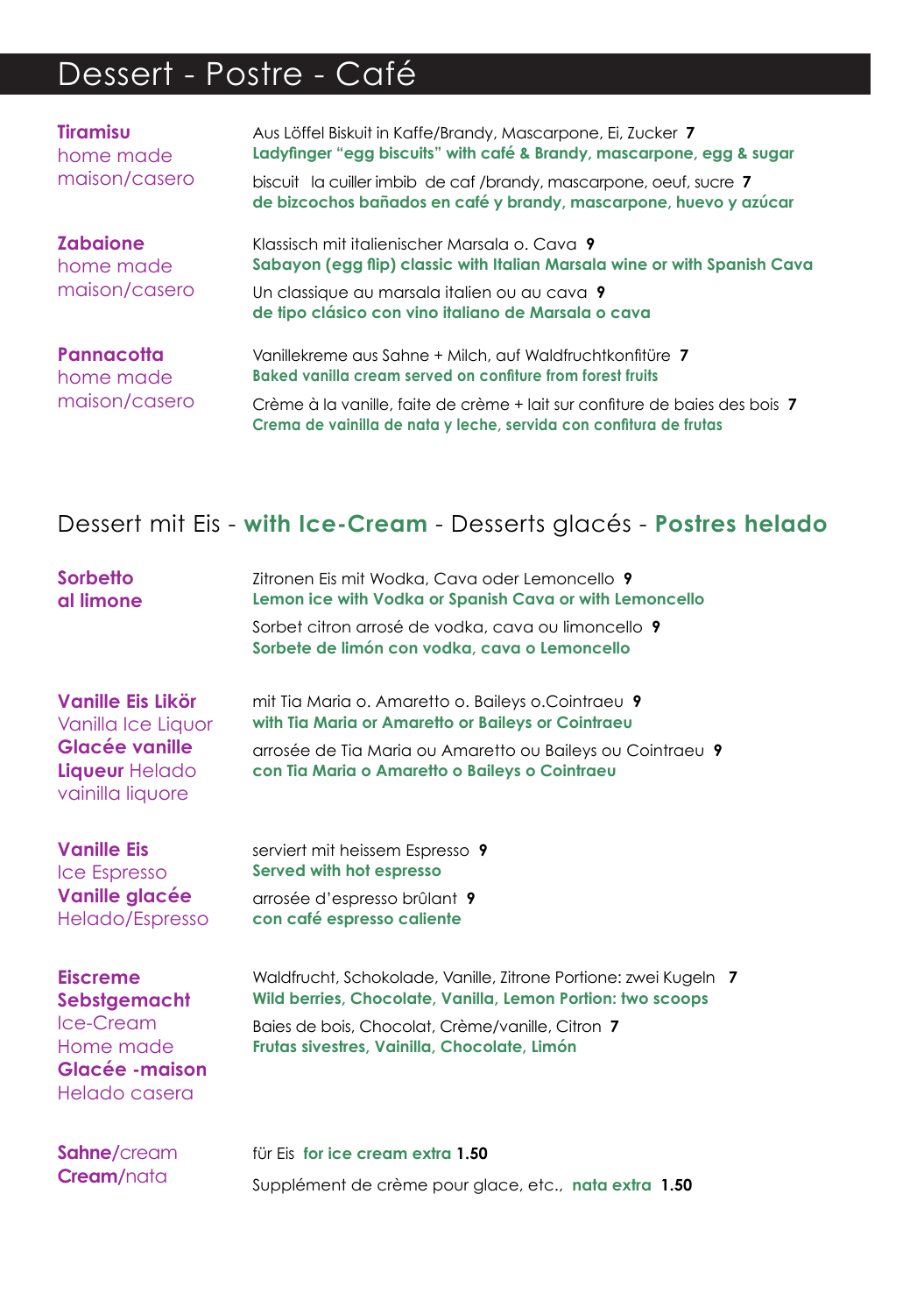# Dessert - Postre - Café

**Tiramisu**
home made
maison/casero

Aus Löffel Biskuit in Kaffe/Brandy, Mascarpone, Ei, Zucker **7**
**Ladyfinger "egg biscuits" with café & Brandy, mascarpone, egg & sugar**

biscuit  la cuiller imbib  de caf /brandy, mascarpone, oeuf, sucre **7**
**de bizcochos bañados en café y brandy, mascarpone, huevo y azúcar**

**Zabaione**
home made
maison/casero

Klassisch mit italienischer Marsala o. Cava **9**
**Sabayon (egg flip) classic with Italian Marsala wine or with Spanish Cava**

Un classique au marsala italien ou au cava **9**
**de tipo clásico con vino italiano de Marsala o cava**

**Pannacotta**
home made
maison/casero

Vanillekreme aus Sahne + Milch, auf Waldfruchtkonfitüre **7**
**Baked vanilla cream served on confiture from forest fruits**

Crème à la vanille, faite de crème + lait sur confiture de baies des bois **7**
**Crema de vainilla de nata y leche, servida con confitura de frutas**

## Dessert mit Eis - **with Ice-Cream** - Desserts glacés - **Postres helado**

**Sorbetto al limone**

Zitronen Eis mit Wodka, Cava oder Lemoncello **9**
**Lemon ice with Vodka or Spanish Cava or with Lemoncello**

Sorbet citron arrosé de vodka, cava ou limoncello **9**
**Sorbete de limón con vodka, cava o Lemoncello**

**Vanille Eis Likör**
Vanilla Ice Liquor
**Glacée vanille Liqueur** Helado vainilla liquore

mit Tia Maria o. Amaretto o. Baileys o.Cointraeu **9**
**with Tia Maria or Amaretto or Baileys or Cointraeu**

arrosée de Tia Maria ou Amaretto ou Baileys ou Cointraeu **9**
**con Tia Maria o Amaretto o Baileys o Cointraeu**

**Vanille Eis**
Ice Espresso
**Vanille glacée**
Helado/Espresso

serviert mit heissem Espresso **9**
**Served with hot espresso**

arrosée d'espresso brûlant **9**
**con café espresso caliente**

**Eiscreme Sebstgemacht**
Ice-Cream
Home made
**Glacée -maison**
Helado casera

Waldfrucht, Schokolade, Vanille, Zitrone Portione: zwei Kugeln **7**
**Wild berries, Chocolate, Vanilla, Lemon Portion: two scoops**

Baies de bois, Chocolat, Crème/vanille, Citron **7**
**Frutas sivestres, Vainilla, Chocolate, Limón**

**Sahne**/cream
**Cream**/nata

für Eis **for ice cream extra** **1.50**

Supplément de crème pour glace, etc., **nata extra** **1.50**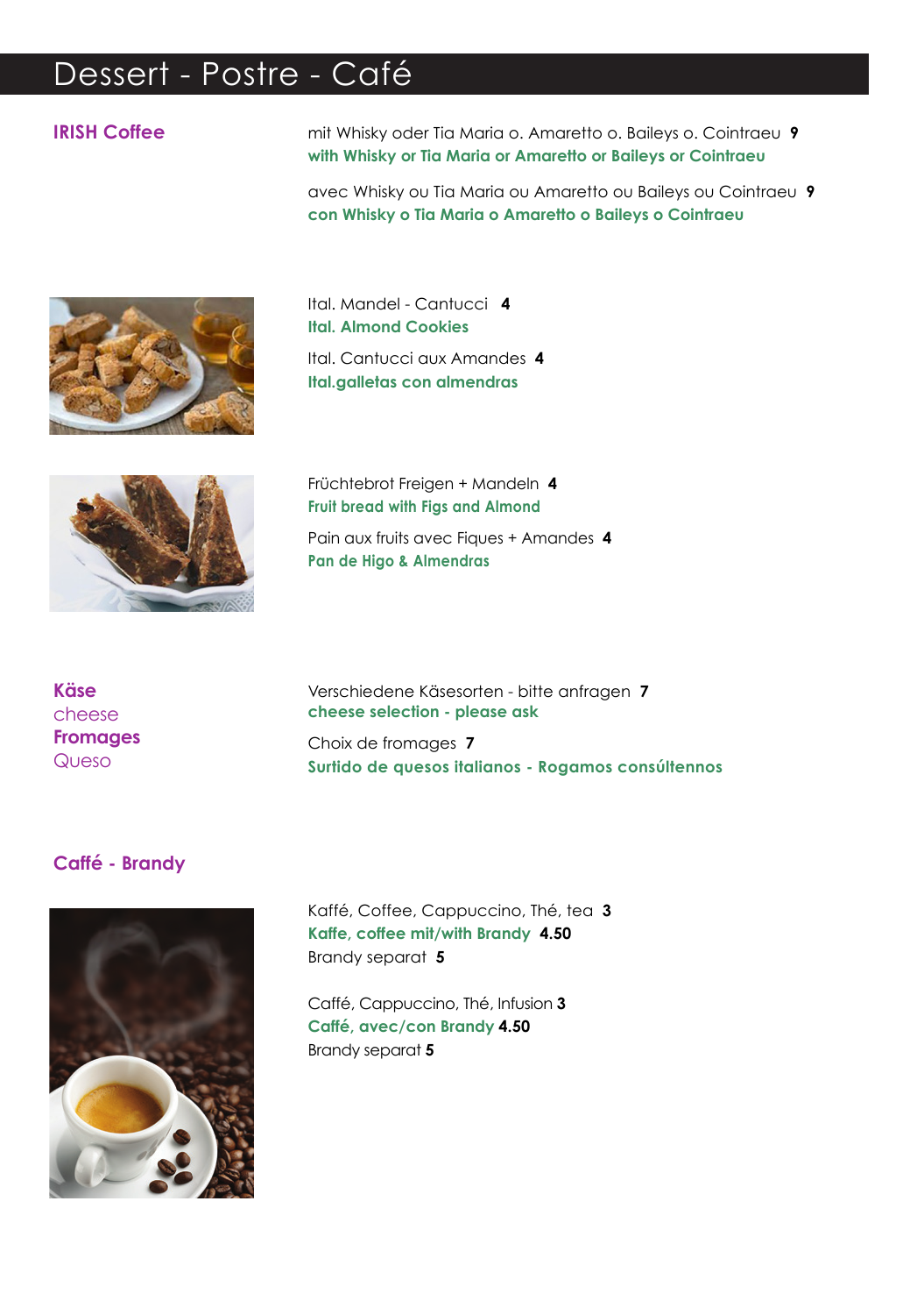# Dessert - Postre - Café

## IRISH Coffee

mit Whisky oder Tia Maria o. Amaretto o. Baileys o. Cointraeu **9**
**with Whisky or Tia Maria or Amaretto or Baileys or Cointraeu**

avec Whisky ou Tia Maria ou Amaretto ou Baileys ou Cointraeu **9**
**con Whisky o Tia Maria o Amaretto o Baileys o Cointraeu**

Ital. Mandel - Cantucci **4**
**Ital. Almond Cookies**

Ital. Cantucci aux Amandes **4**
**Ital.galletas con almendras**

Früchtebrot Freigen + Mandeln **4**
**Fruit bread with Figs and Almond**

Pain aux fruits avec Fiques + Amandes **4**
**Pan de Higo & Almendras**

## Käse
cheese
**Fromages**
Queso

Verschiedene Käsesorten - bitte anfragen **7**
**cheese selection - please ask**

Choix de fromages **7**
**Surtido de quesos italianos - Rogamos consúltennos**

## Caffé - Brandy

Kaffé, Coffee, Cappuccino, Thé, tea **3**
**Kaffe, coffee mit/with Brandy** **4.50**
Brandy separat **5**

Caffé, Cappuccino, Thé, Infusion **3**
**Caffé, avec/con Brandy** **4.50**
Brandy separat **5**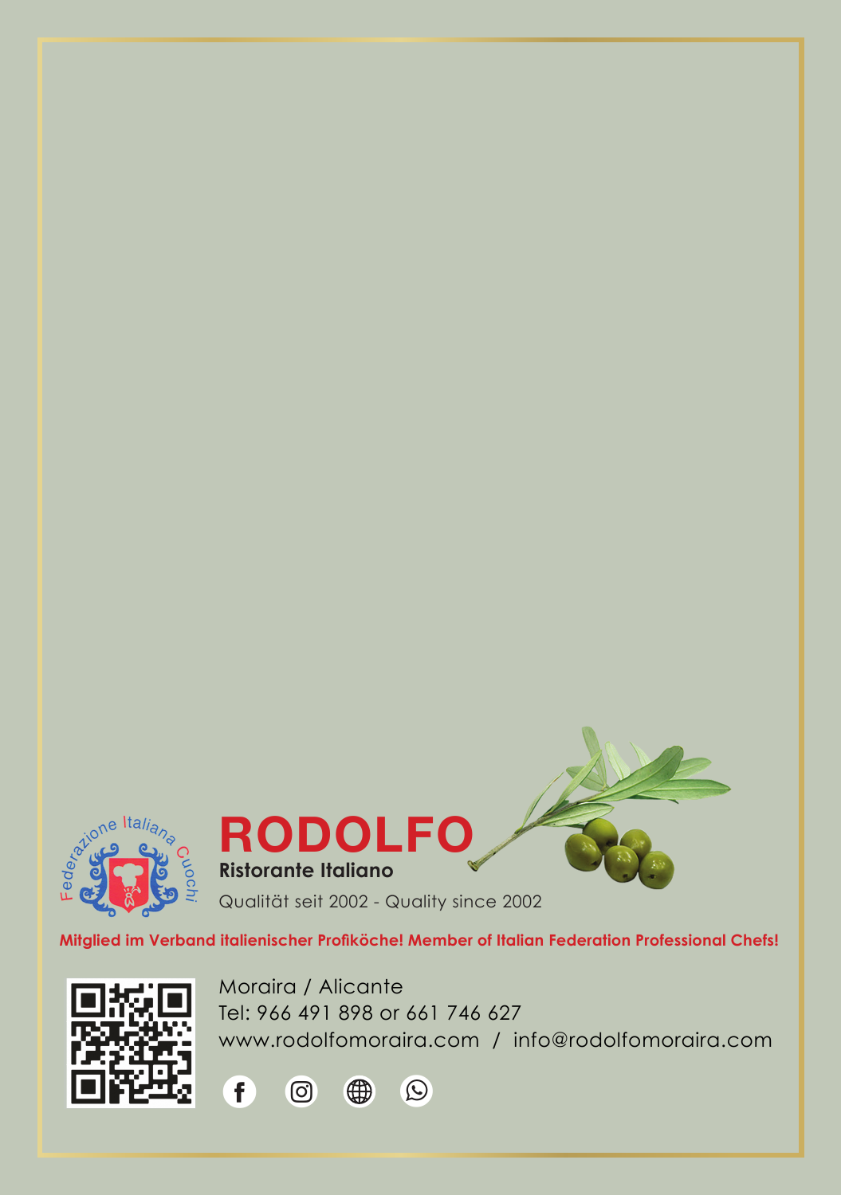Federazione Italiana Cuochi

# RODOLFO

**Ristorante Italiano**

Qualität seit 2002 - Quality since 2002

**Mitglied im Verband italienischer Profiköche! Member of Italian Federation Professional Chefs!**

Moraira / Alicante
Tel: 966 491 898 or 661 746 627
www.rodolfomoraira.com / info@rodolfomoraira.com